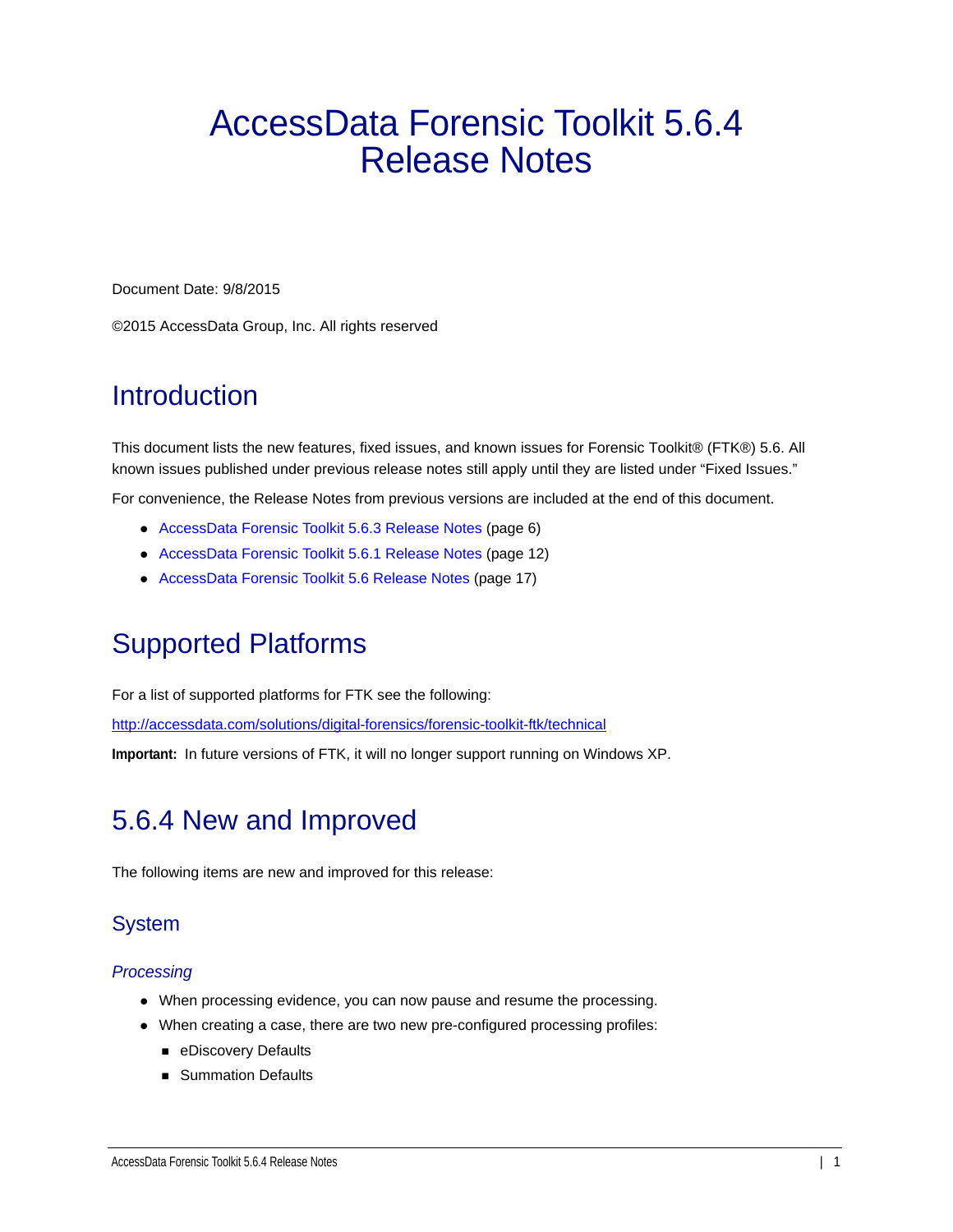# AccessData Forensic Toolkit 5.6.4 Release Notes

Document Date: 9/8/2015

©2015 AccessData Group, Inc. All rights reserved

## Introduction

This document lists the new features, fixed issues, and known issues for Forensic Toolkit® (FTK®) 5.6. All known issues published under previous release notes still apply until they are listed under "Fixed Issues."

For convenience, the Release Notes from previous versions are included at the end of this document.

- AccessData Forensic Toolkit 5.6.3 Release Notes (page 6)
- AccessData Forensic Toolkit 5.6.1 Release Notes (page 12)
- AccessData Forensic Toolkit 5.6 Release Notes (page 17)

## Supported Platforms

For a list of supported platforms for FTK see the following:

http://accessdata.com/solutions/digital-forensics/forensic-toolkit-ftk/technical

**Important:** In future versions of FTK, it will no longer support running on Windows XP.

## 5.6.4 New and Improved

The following items are new and improved for this release:

### System

#### *Processing*

- When processing evidence, you can now pause and resume the processing.
- When creating a case, there are two new pre-configured processing profiles:
  - eDiscovery Defaults
  - Summation Defaults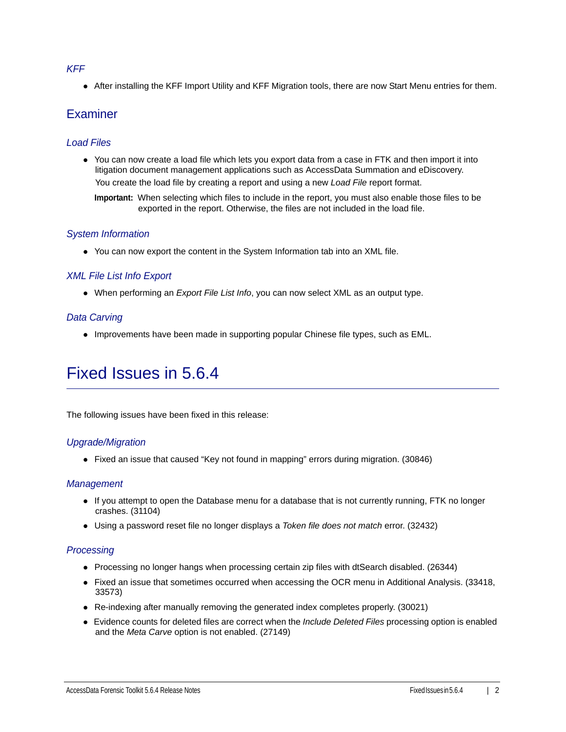### *KFF*

- After installing the KFF Import Utility and KFF Migration tools, there are now Start Menu entries for them.

## Examiner

### *Load Files*

- You can now create a load file which lets you export data from a case in FTK and then import it into litigation document management applications such as AccessData Summation and eDiscovery.

  You create the load file by creating a report and using a new *Load File* report format.

  **Important:** When selecting which files to include in the report, you must also enable those files to be exported in the report. Otherwise, the files are not included in the load file.

### *System Information*

- You can now export the content in the System Information tab into an XML file.

### *XML File List Info Export*

- When performing an *Export File List Info*, you can now select XML as an output type.

### *Data Carving*

- Improvements have been made in supporting popular Chinese file types, such as EML.

# Fixed Issues in 5.6.4

The following issues have been fixed in this release:

### *Upgrade/Migration*

- Fixed an issue that caused “Key not found in mapping” errors during migration. (30846)

### *Management*

- If you attempt to open the Database menu for a database that is not currently running, FTK no longer crashes. (31104)
- Using a password reset file no longer displays a *Token file does not match* error. (32432)

### *Processing*

- Processing no longer hangs when processing certain zip files with dtSearch disabled. (26344)
- Fixed an issue that sometimes occurred when accessing the OCR menu in Additional Analysis. (33418, 33573)
- Re-indexing after manually removing the generated index completes properly. (30021)
- Evidence counts for deleted files are correct when the *Include Deleted Files* processing option is enabled and the *Meta Carve* option is not enabled. (27149)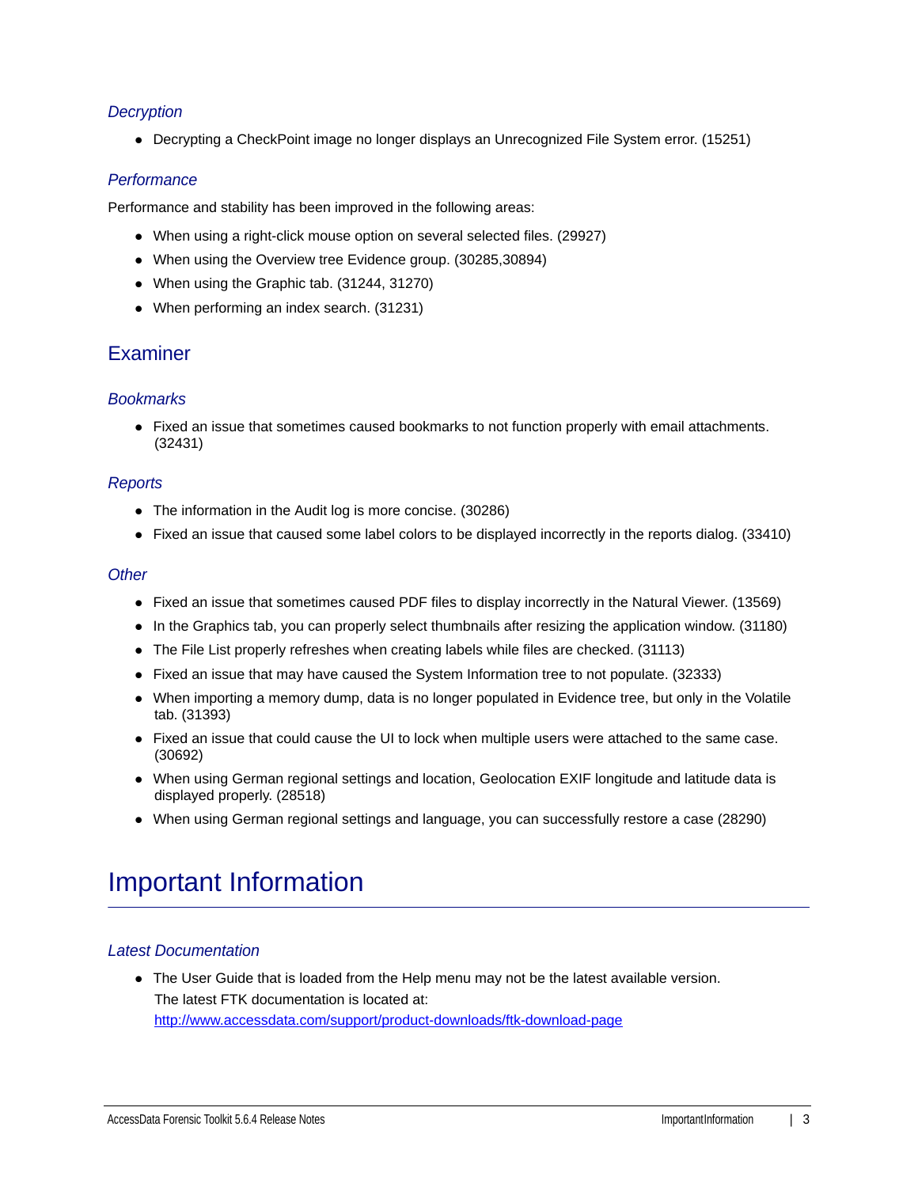### *Decryption*

- Decrypting a CheckPoint image no longer displays an Unrecognized File System error. (15251)

### *Performance*

Performance and stability has been improved in the following areas:

- When using a right-click mouse option on several selected files. (29927)
- When using the Overview tree Evidence group. (30285,30894)
- When using the Graphic tab. (31244, 31270)
- When performing an index search. (31231)

## Examiner

### *Bookmarks*

- Fixed an issue that sometimes caused bookmarks to not function properly with email attachments. (32431)

### *Reports*

- The information in the Audit log is more concise. (30286)
- Fixed an issue that caused some label colors to be displayed incorrectly in the reports dialog. (33410)

### *Other*

- Fixed an issue that sometimes caused PDF files to display incorrectly in the Natural Viewer. (13569)
- In the Graphics tab, you can properly select thumbnails after resizing the application window. (31180)
- The File List properly refreshes when creating labels while files are checked. (31113)
- Fixed an issue that may have caused the System Information tree to not populate. (32333)
- When importing a memory dump, data is no longer populated in Evidence tree, but only in the Volatile tab. (31393)
- Fixed an issue that could cause the UI to lock when multiple users were attached to the same case. (30692)
- When using German regional settings and location, Geolocation EXIF longitude and latitude data is displayed properly. (28518)
- When using German regional settings and language, you can successfully restore a case (28290)

# Important Information

### *Latest Documentation*

- The User Guide that is loaded from the Help menu may not be the latest available version. The latest FTK documentation is located at: http://www.accessdata.com/support/product-downloads/ftk-download-page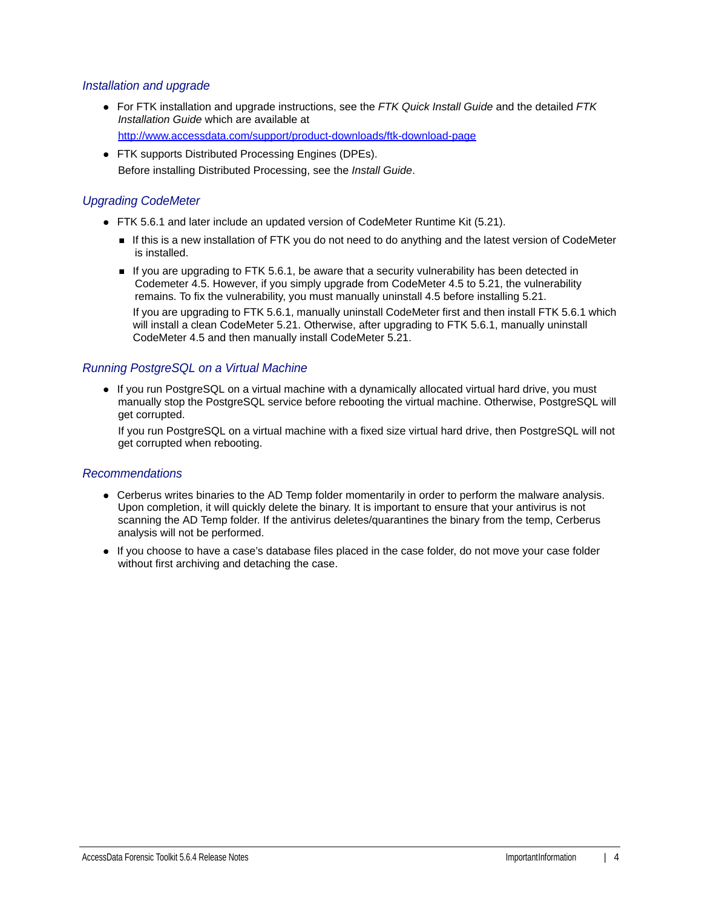### *Installation and upgrade*

- For FTK installation and upgrade instructions, see the *FTK Quick Install Guide* and the detailed *FTK Installation Guide* which are available at

  http://www.accessdata.com/support/product-downloads/ftk-download-page
- FTK supports Distributed Processing Engines (DPEs).

  Before installing Distributed Processing, see the *Install Guide*.

### *Upgrading CodeMeter*

- FTK 5.6.1 and later include an updated version of CodeMeter Runtime Kit (5.21).
  - If this is a new installation of FTK you do not need to do anything and the latest version of CodeMeter is installed.
  - If you are upgrading to FTK 5.6.1, be aware that a security vulnerability has been detected in Codemeter 4.5. However, if you simply upgrade from CodeMeter 4.5 to 5.21, the vulnerability remains. To fix the vulnerability, you must manually uninstall 4.5 before installing 5.21.

    If you are upgrading to FTK 5.6.1, manually uninstall CodeMeter first and then install FTK 5.6.1 which will install a clean CodeMeter 5.21. Otherwise, after upgrading to FTK 5.6.1, manually uninstall CodeMeter 4.5 and then manually install CodeMeter 5.21.

### *Running PostgreSQL on a Virtual Machine*

- If you run PostgreSQL on a virtual machine with a dynamically allocated virtual hard drive, you must manually stop the PostgreSQL service before rebooting the virtual machine. Otherwise, PostgreSQL will get corrupted.

  If you run PostgreSQL on a virtual machine with a fixed size virtual hard drive, then PostgreSQL will not get corrupted when rebooting.

### *Recommendations*

- Cerberus writes binaries to the AD Temp folder momentarily in order to perform the malware analysis. Upon completion, it will quickly delete the binary. It is important to ensure that your antivirus is not scanning the AD Temp folder. If the antivirus deletes/quarantines the binary from the temp, Cerberus analysis will not be performed.
- If you choose to have a case's database files placed in the case folder, do not move your case folder without first archiving and detaching the case.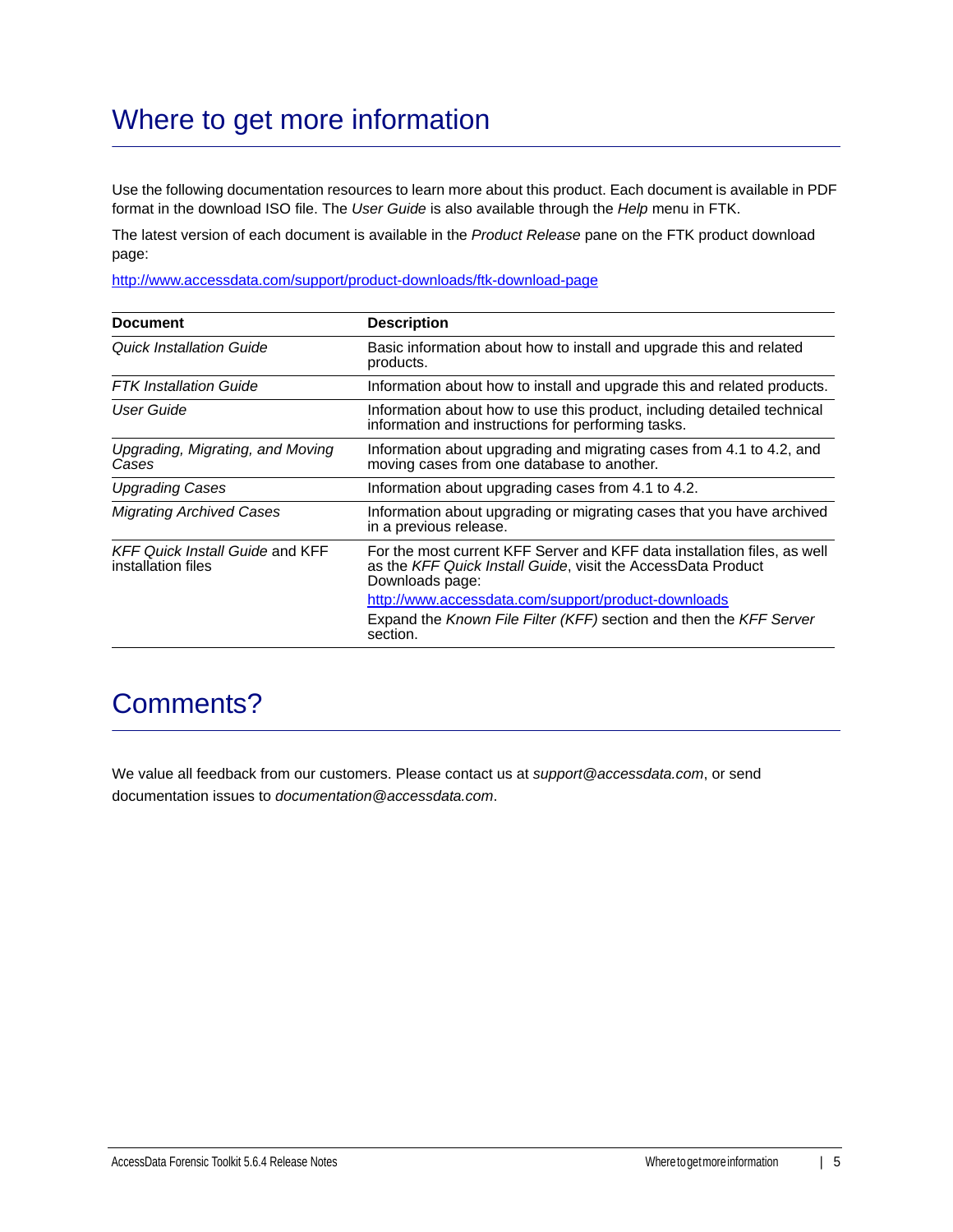# Where to get more information

Use the following documentation resources to learn more about this product. Each document is available in PDF format in the download ISO file. The *User Guide* is also available through the *Help* menu in FTK.

The latest version of each document is available in the *Product Release* pane on the FTK product download page:

http://www.accessdata.com/support/product-downloads/ftk-download-page

| Document | Description |
|---|---|
| *Quick Installation Guide* | Basic information about how to install and upgrade this and related products. |
| *FTK Installation Guide* | Information about how to install and upgrade this and related products. |
| *User Guide* | Information about how to use this product, including detailed technical information and instructions for performing tasks. |
| *Upgrading, Migrating, and Moving Cases* | Information about upgrading and migrating cases from 4.1 to 4.2, and moving cases from one database to another. |
| *Upgrading Cases* | Information about upgrading cases from 4.1 to 4.2. |
| *Migrating Archived Cases* | Information about upgrading or migrating cases that you have archived in a previous release. |
| *KFF Quick Install Guide* and KFF installation files | For the most current KFF Server and KFF data installation files, as well as the *KFF Quick Install Guide*, visit the AccessData Product Downloads page: http://www.accessdata.com/support/product-downloads Expand the *Known File Filter (KFF)* section and then the *KFF Server* section. |

# Comments?

We value all feedback from our customers. Please contact us at *support@accessdata.com*, or send documentation issues to *documentation@accessdata.com*.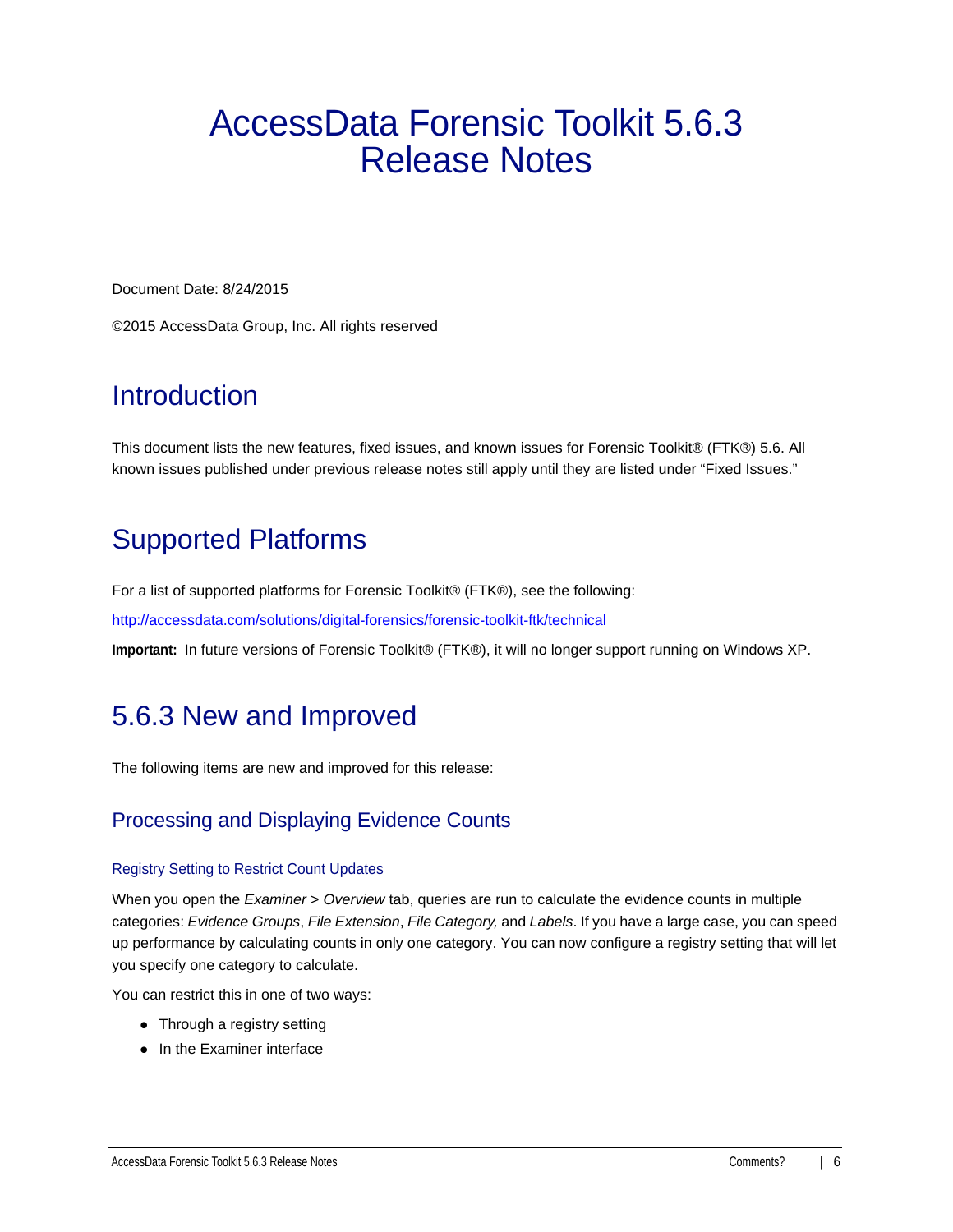# AccessData Forensic Toolkit 5.6.3 Release Notes

Document Date: 8/24/2015

©2015 AccessData Group, Inc. All rights reserved

## Introduction

This document lists the new features, fixed issues, and known issues for Forensic Toolkit® (FTK®) 5.6. All known issues published under previous release notes still apply until they are listed under "Fixed Issues."

## Supported Platforms

For a list of supported platforms for Forensic Toolkit® (FTK®), see the following:

http://accessdata.com/solutions/digital-forensics/forensic-toolkit-ftk/technical

**Important:** In future versions of Forensic Toolkit® (FTK®), it will no longer support running on Windows XP.

## 5.6.3 New and Improved

The following items are new and improved for this release:

### Processing and Displaying Evidence Counts

#### Registry Setting to Restrict Count Updates

When you open the *Examiner* > *Overview* tab, queries are run to calculate the evidence counts in multiple categories: *Evidence Groups*, *File Extension*, *File Category,* and *Labels*. If you have a large case, you can speed up performance by calculating counts in only one category. You can now configure a registry setting that will let you specify one category to calculate.

You can restrict this in one of two ways:

- Through a registry setting
- In the Examiner interface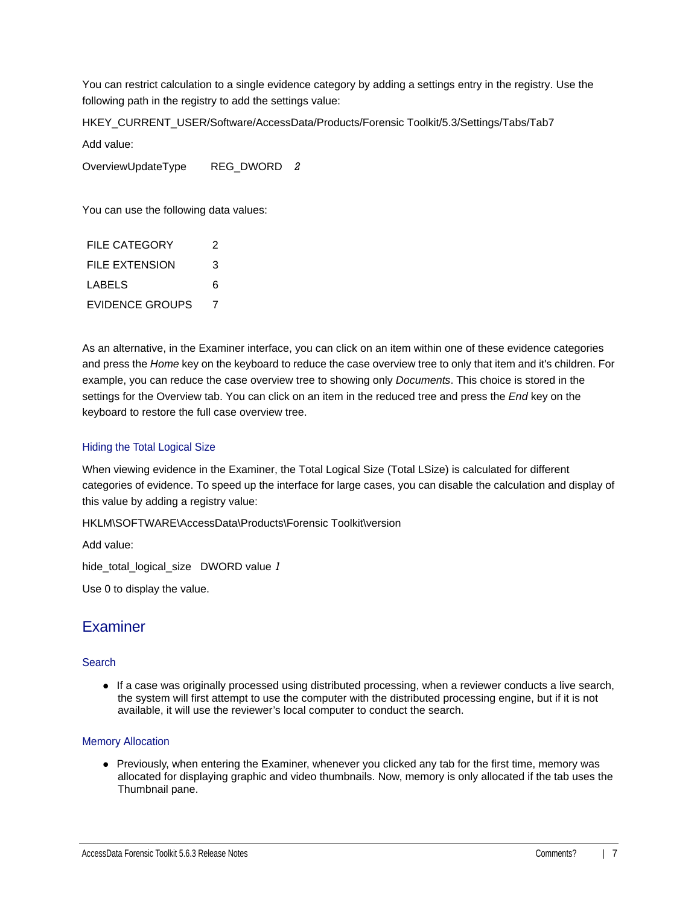You can restrict calculation to a single evidence category by adding a settings entry in the registry. Use the following path in the registry to add the settings value:

HKEY_CURRENT_USER/Software/AccessData/Products/Forensic Toolkit/5.3/Settings/Tabs/Tab7

Add value:

OverviewUpdateType REG_DWORD *2*

You can use the following data values:

| FILE CATEGORY | 2 |
|---|---|
| FILE EXTENSION | 3 |
| LABELS | 6 |
| EVIDENCE GROUPS | 7 |

As an alternative, in the Examiner interface, you can click on an item within one of these evidence categories and press the *Home* key on the keyboard to reduce the case overview tree to only that item and it's children. For example, you can reduce the case overview tree to showing only *Documents*. This choice is stored in the settings for the Overview tab. You can click on an item in the reduced tree and press the *End* key on the keyboard to restore the full case overview tree.

### Hiding the Total Logical Size

When viewing evidence in the Examiner, the Total Logical Size (Total LSize) is calculated for different categories of evidence. To speed up the interface for large cases, you can disable the calculation and display of this value by adding a registry value:

HKLM\SOFTWARE\AccessData\Products\Forensic Toolkit\version

Add value:

hide_total_logical_size DWORD value *1*

Use 0 to display the value.

## Examiner

### Search

- If a case was originally processed using distributed processing, when a reviewer conducts a live search, the system will first attempt to use the computer with the distributed processing engine, but if it is not available, it will use the reviewer's local computer to conduct the search.

### Memory Allocation

- Previously, when entering the Examiner, whenever you clicked any tab for the first time, memory was allocated for displaying graphic and video thumbnails. Now, memory is only allocated if the tab uses the Thumbnail pane.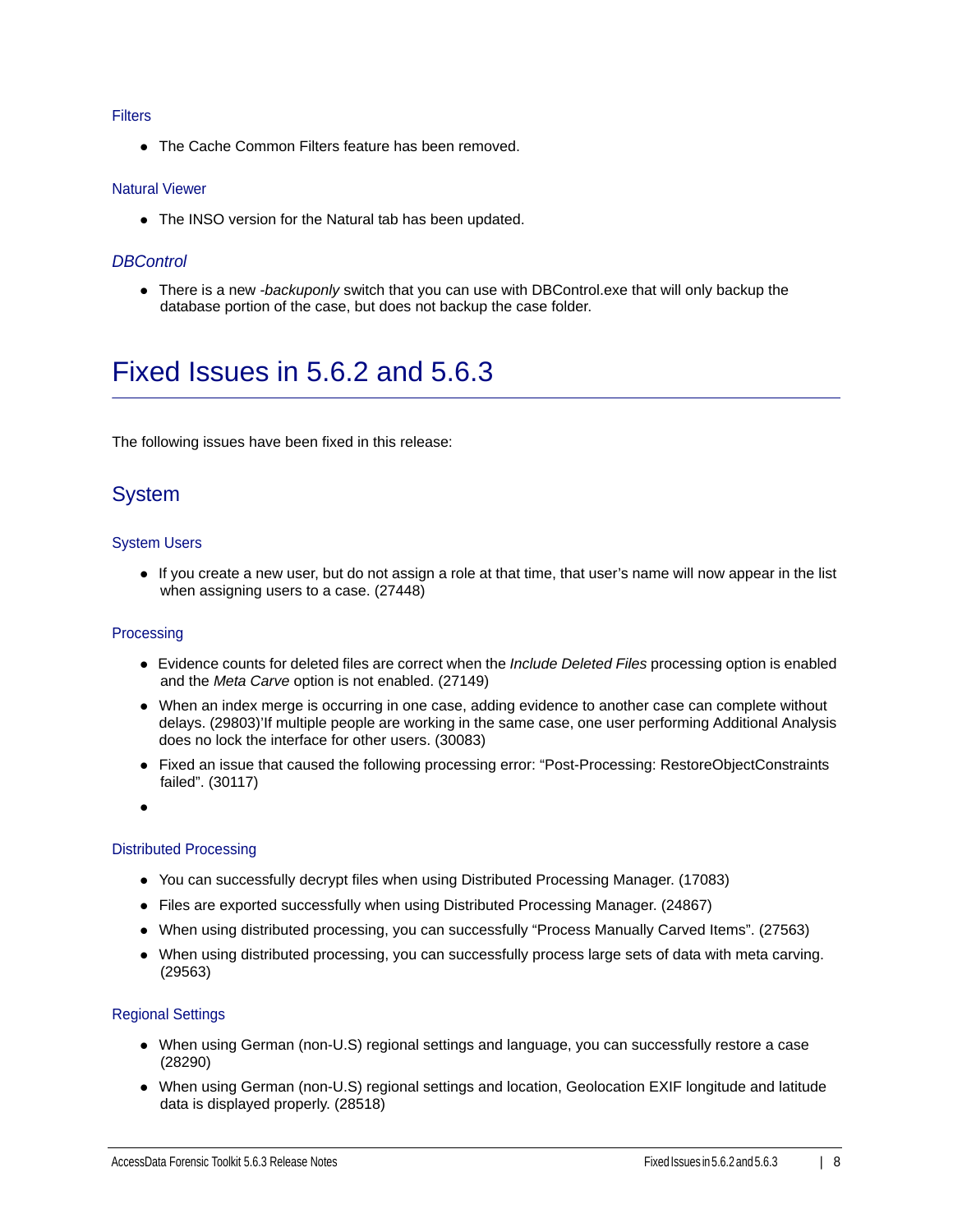### Filters

- The Cache Common Filters feature has been removed.

### Natural Viewer

- The INSO version for the Natural tab has been updated.

### *DBControl*

- There is a new *-backuponly* switch that you can use with DBControl.exe that will only backup the database portion of the case, but does not backup the case folder.

# Fixed Issues in 5.6.2 and 5.6.3

The following issues have been fixed in this release:

## System

### System Users

- If you create a new user, but do not assign a role at that time, that user's name will now appear in the list when assigning users to a case. (27448)

### Processing

- Evidence counts for deleted files are correct when the *Include Deleted Files* processing option is enabled and the *Meta Carve* option is not enabled. (27149)
- When an index merge is occurring in one case, adding evidence to another case can complete without delays. (29803)'If multiple people are working in the same case, one user performing Additional Analysis does no lock the interface for other users. (30083)
- Fixed an issue that caused the following processing error: "Post-Processing: RestoreObjectConstraints failed". (30117)
-

### Distributed Processing

- You can successfully decrypt files when using Distributed Processing Manager. (17083)
- Files are exported successfully when using Distributed Processing Manager. (24867)
- When using distributed processing, you can successfully "Process Manually Carved Items". (27563)
- When using distributed processing, you can successfully process large sets of data with meta carving. (29563)

### Regional Settings

- When using German (non-U.S) regional settings and language, you can successfully restore a case (28290)
- When using German (non-U.S) regional settings and location, Geolocation EXIF longitude and latitude data is displayed properly. (28518)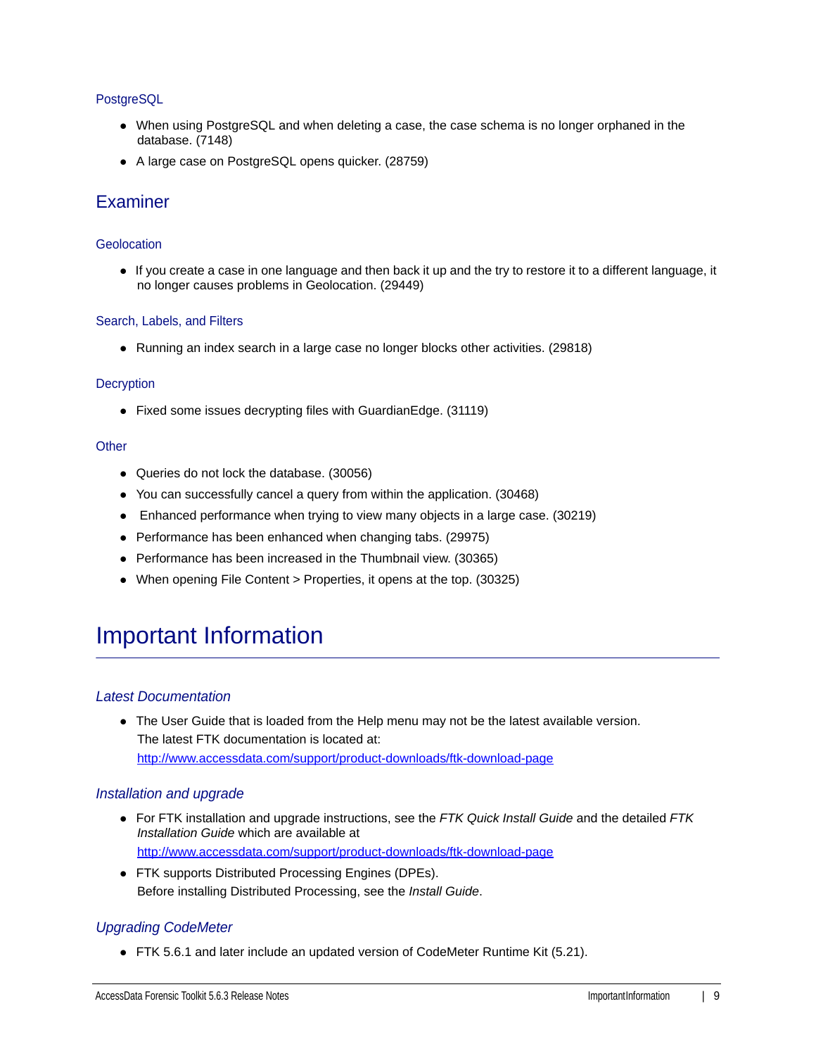### PostgreSQL

- When using PostgreSQL and when deleting a case, the case schema is no longer orphaned in the database. (7148)
- A large case on PostgreSQL opens quicker. (28759)

## Examiner

### Geolocation

- If you create a case in one language and then back it up and the try to restore it to a different language, it no longer causes problems in Geolocation. (29449)

### Search, Labels, and Filters

- Running an index search in a large case no longer blocks other activities. (29818)

### Decryption

- Fixed some issues decrypting files with GuardianEdge. (31119)

### Other

- Queries do not lock the database. (30056)
- You can successfully cancel a query from within the application. (30468)
- Enhanced performance when trying to view many objects in a large case. (30219)
- Performance has been enhanced when changing tabs. (29975)
- Performance has been increased in the Thumbnail view. (30365)
- When opening File Content > Properties, it opens at the top. (30325)

# Important Information

### *Latest Documentation*

- The User Guide that is loaded from the Help menu may not be the latest available version.
  The latest FTK documentation is located at:
  http://www.accessdata.com/support/product-downloads/ftk-download-page

### *Installation and upgrade*

- For FTK installation and upgrade instructions, see the *FTK Quick Install Guide* and the detailed *FTK Installation Guide* which are available at
  http://www.accessdata.com/support/product-downloads/ftk-download-page
- FTK supports Distributed Processing Engines (DPEs).
  Before installing Distributed Processing, see the *Install Guide*.

### *Upgrading CodeMeter*

- FTK 5.6.1 and later include an updated version of CodeMeter Runtime Kit (5.21).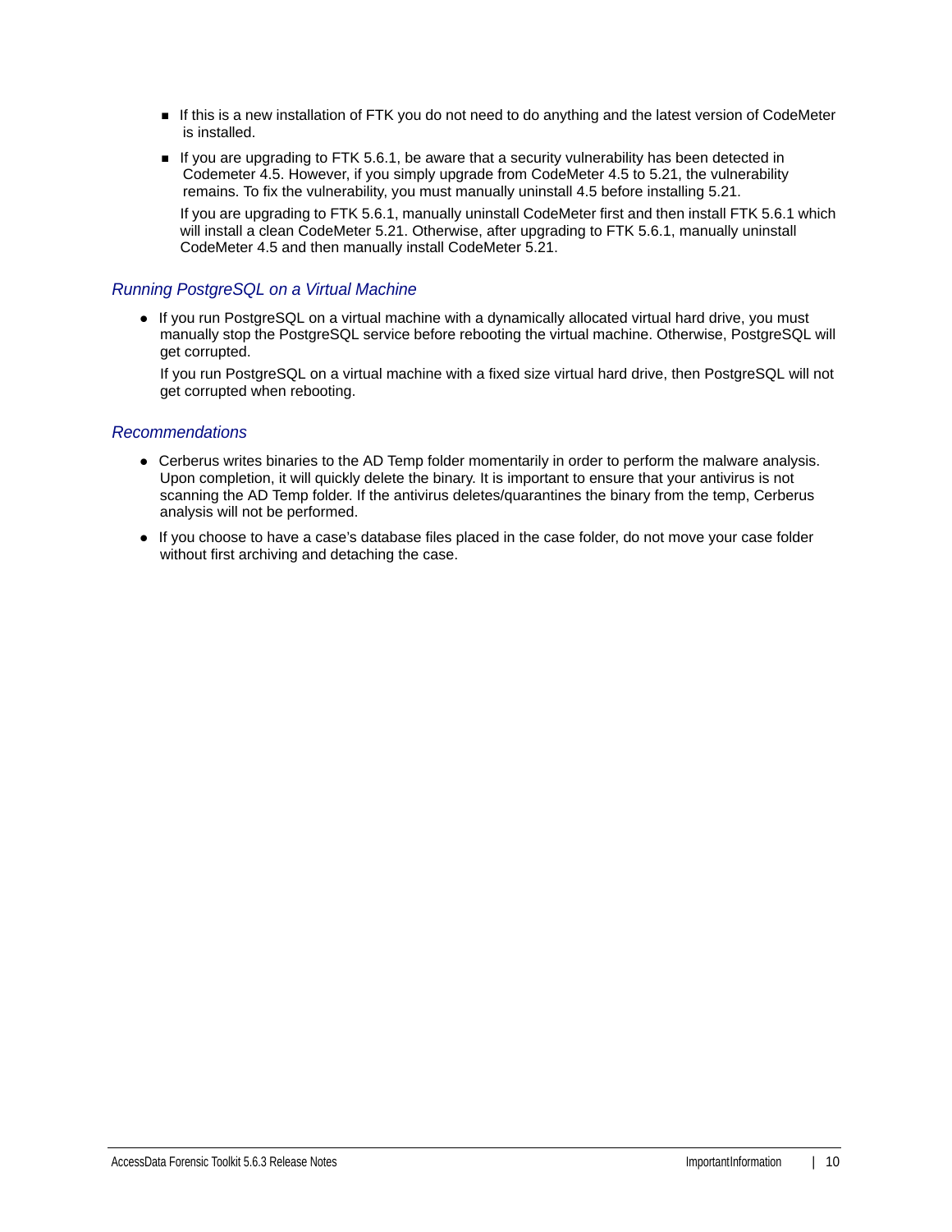- If this is a new installation of FTK you do not need to do anything and the latest version of CodeMeter is installed.
- If you are upgrading to FTK 5.6.1, be aware that a security vulnerability has been detected in Codemeter 4.5. However, if you simply upgrade from CodeMeter 4.5 to 5.21, the vulnerability remains. To fix the vulnerability, you must manually uninstall 4.5 before installing 5.21.

  If you are upgrading to FTK 5.6.1, manually uninstall CodeMeter first and then install FTK 5.6.1 which will install a clean CodeMeter 5.21. Otherwise, after upgrading to FTK 5.6.1, manually uninstall CodeMeter 4.5 and then manually install CodeMeter 5.21.

### *Running PostgreSQL on a Virtual Machine*

- If you run PostgreSQL on a virtual machine with a dynamically allocated virtual hard drive, you must manually stop the PostgreSQL service before rebooting the virtual machine. Otherwise, PostgreSQL will get corrupted.

  If you run PostgreSQL on a virtual machine with a fixed size virtual hard drive, then PostgreSQL will not get corrupted when rebooting.

### *Recommendations*

- Cerberus writes binaries to the AD Temp folder momentarily in order to perform the malware analysis. Upon completion, it will quickly delete the binary. It is important to ensure that your antivirus is not scanning the AD Temp folder. If the antivirus deletes/quarantines the binary from the temp, Cerberus analysis will not be performed.
- If you choose to have a case's database files placed in the case folder, do not move your case folder without first archiving and detaching the case.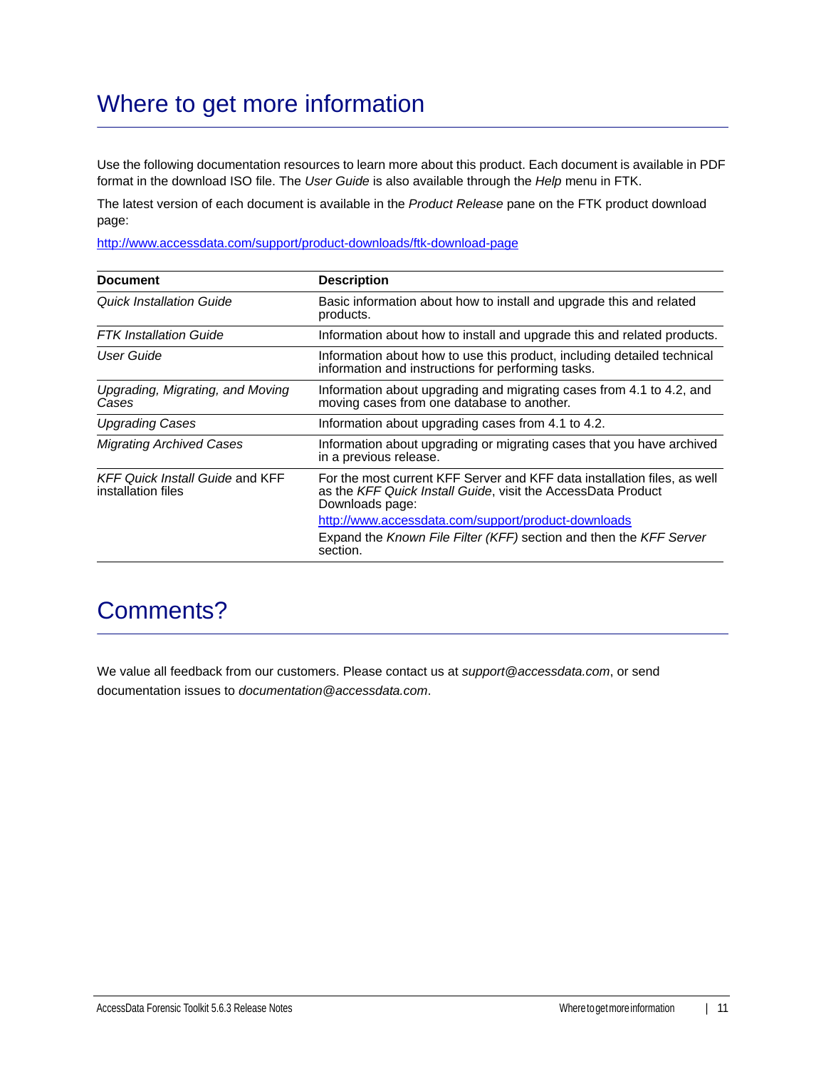# Where to get more information

Use the following documentation resources to learn more about this product. Each document is available in PDF format in the download ISO file. The *User Guide* is also available through the *Help* menu in FTK.

The latest version of each document is available in the *Product Release* pane on the FTK product download page:

http://www.accessdata.com/support/product-downloads/ftk-download-page

| Document | Description |
| --- | --- |
| *Quick Installation Guide* | Basic information about how to install and upgrade this and related products. |
| *FTK Installation Guide* | Information about how to install and upgrade this and related products. |
| *User Guide* | Information about how to use this product, including detailed technical information and instructions for performing tasks. |
| *Upgrading, Migrating, and Moving Cases* | Information about upgrading and migrating cases from 4.1 to 4.2, and moving cases from one database to another. |
| *Upgrading Cases* | Information about upgrading cases from 4.1 to 4.2. |
| *Migrating Archived Cases* | Information about upgrading or migrating cases that you have archived in a previous release. |
| *KFF Quick Install Guide* and KFF installation files | For the most current KFF Server and KFF data installation files, as well as the *KFF Quick Install Guide*, visit the AccessData Product Downloads page: http://www.accessdata.com/support/product-downloads Expand the *Known File Filter (KFF)* section and then the *KFF Server* section. |

# Comments?

We value all feedback from our customers. Please contact us at *support@accessdata.com*, or send documentation issues to *documentation@accessdata.com*.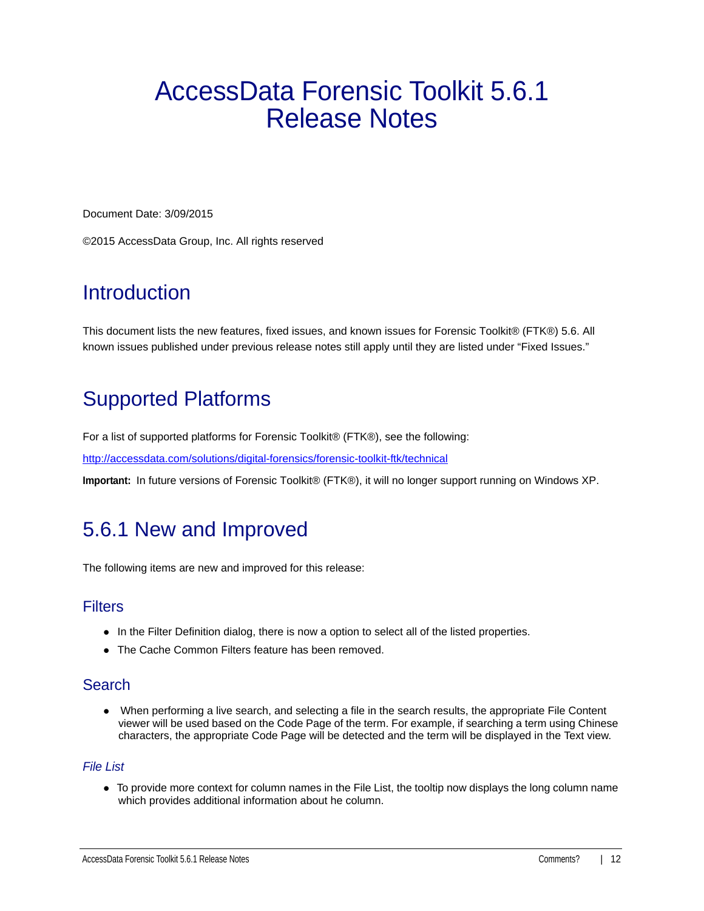# AccessData Forensic Toolkit 5.6.1 Release Notes

Document Date: 3/09/2015

©2015 AccessData Group, Inc. All rights reserved

## Introduction

This document lists the new features, fixed issues, and known issues for Forensic Toolkit® (FTK®) 5.6. All known issues published under previous release notes still apply until they are listed under "Fixed Issues."

## Supported Platforms

For a list of supported platforms for Forensic Toolkit® (FTK®), see the following:

http://accessdata.com/solutions/digital-forensics/forensic-toolkit-ftk/technical

**Important:** In future versions of Forensic Toolkit® (FTK®), it will no longer support running on Windows XP.

## 5.6.1 New and Improved

The following items are new and improved for this release:

### Filters

- In the Filter Definition dialog, there is now a option to select all of the listed properties.
- The Cache Common Filters feature has been removed.

### Search

- When performing a live search, and selecting a file in the search results, the appropriate File Content viewer will be used based on the Code Page of the term. For example, if searching a term using Chinese characters, the appropriate Code Page will be detected and the term will be displayed in the Text view.

#### *File List*

- To provide more context for column names in the File List, the tooltip now displays the long column name which provides additional information about he column.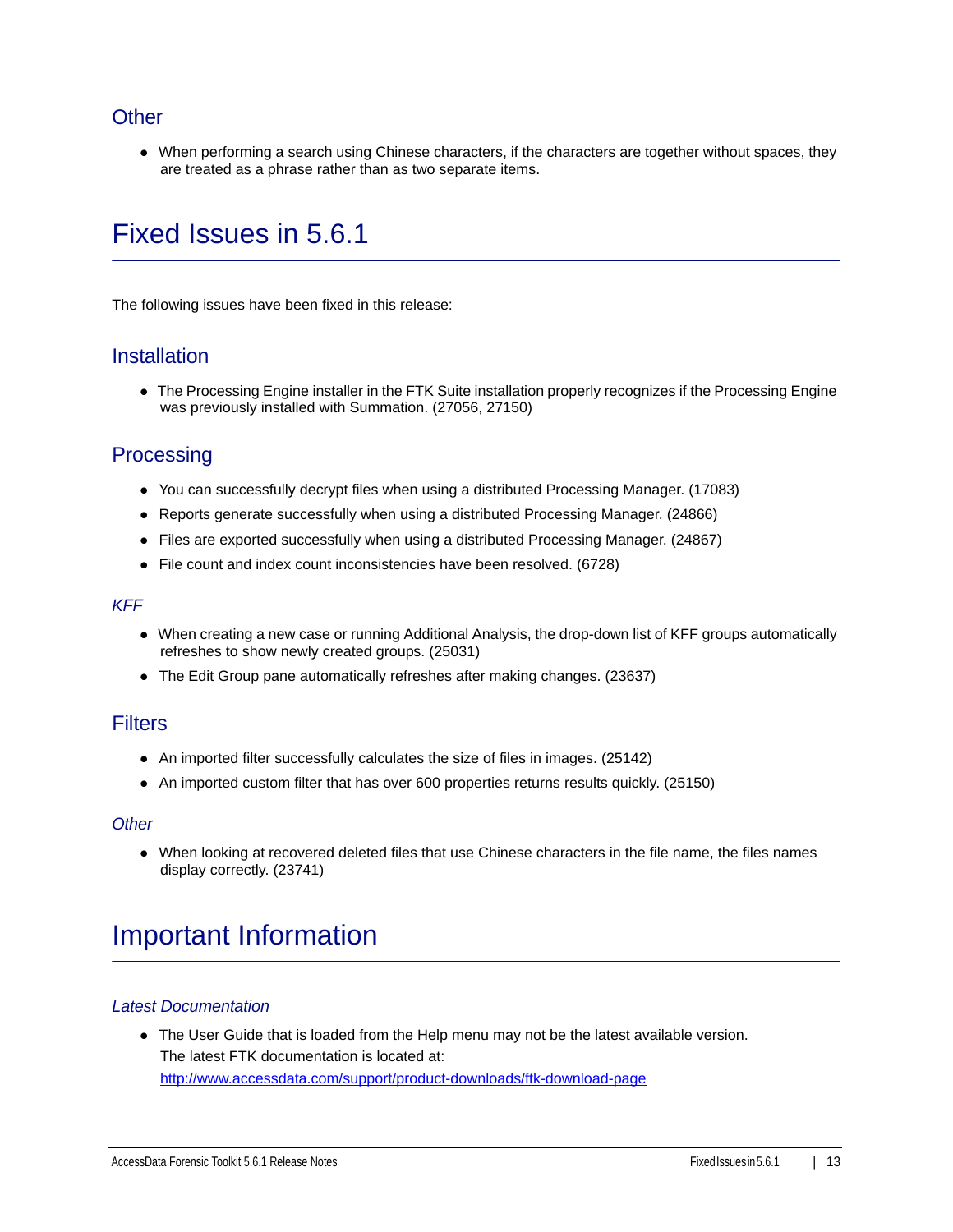## Other

- When performing a search using Chinese characters, if the characters are together without spaces, they are treated as a phrase rather than as two separate items.

# Fixed Issues in 5.6.1

The following issues have been fixed in this release:

## Installation

- The Processing Engine installer in the FTK Suite installation properly recognizes if the Processing Engine was previously installed with Summation. (27056, 27150)

## Processing

- You can successfully decrypt files when using a distributed Processing Manager. (17083)
- Reports generate successfully when using a distributed Processing Manager. (24866)
- Files are exported successfully when using a distributed Processing Manager. (24867)
- File count and index count inconsistencies have been resolved. (6728)

### *KFF*

- When creating a new case or running Additional Analysis, the drop-down list of KFF groups automatically refreshes to show newly created groups. (25031)
- The Edit Group pane automatically refreshes after making changes. (23637)

## Filters

- An imported filter successfully calculates the size of files in images. (25142)
- An imported custom filter that has over 600 properties returns results quickly. (25150)

### *Other*

- When looking at recovered deleted files that use Chinese characters in the file name, the files names display correctly. (23741)

# Important Information

### *Latest Documentation*

- The User Guide that is loaded from the Help menu may not be the latest available version. The latest FTK documentation is located at: http://www.accessdata.com/support/product-downloads/ftk-download-page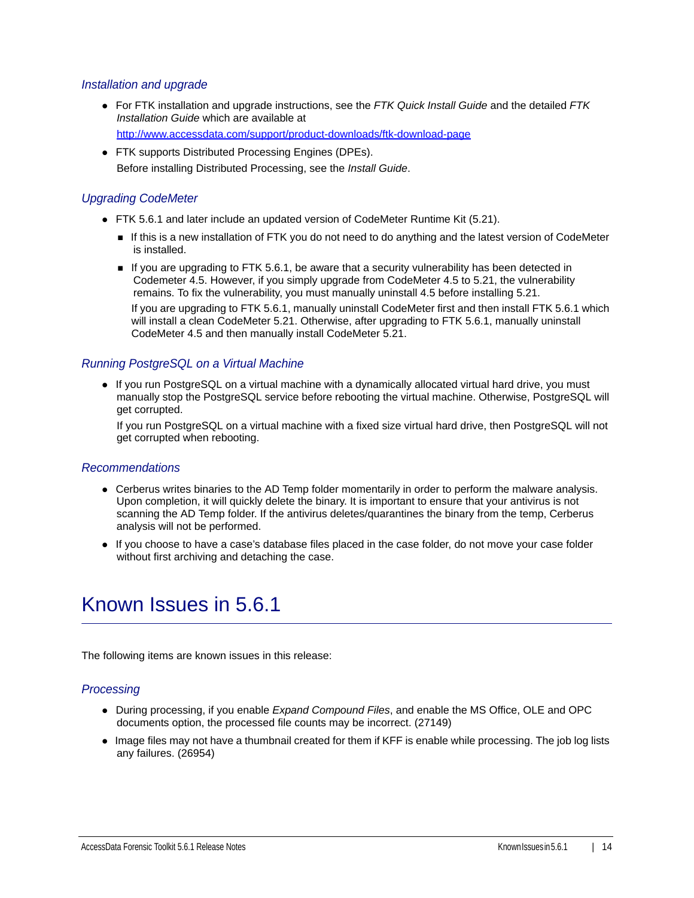### *Installation and upgrade*

- For FTK installation and upgrade instructions, see the *FTK Quick Install Guide* and the detailed *FTK Installation Guide* which are available at
  http://www.accessdata.com/support/product-downloads/ftk-download-page
- FTK supports Distributed Processing Engines (DPEs).
  Before installing Distributed Processing, see the *Install Guide*.

### *Upgrading CodeMeter*

- FTK 5.6.1 and later include an updated version of CodeMeter Runtime Kit (5.21).
  - If this is a new installation of FTK you do not need to do anything and the latest version of CodeMeter is installed.
  - If you are upgrading to FTK 5.6.1, be aware that a security vulnerability has been detected in Codemeter 4.5. However, if you simply upgrade from CodeMeter 4.5 to 5.21, the vulnerability remains. To fix the vulnerability, you must manually uninstall 4.5 before installing 5.21.

    If you are upgrading to FTK 5.6.1, manually uninstall CodeMeter first and then install FTK 5.6.1 which will install a clean CodeMeter 5.21. Otherwise, after upgrading to FTK 5.6.1, manually uninstall CodeMeter 4.5 and then manually install CodeMeter 5.21.

### *Running PostgreSQL on a Virtual Machine*

- If you run PostgreSQL on a virtual machine with a dynamically allocated virtual hard drive, you must manually stop the PostgreSQL service before rebooting the virtual machine. Otherwise, PostgreSQL will get corrupted.

  If you run PostgreSQL on a virtual machine with a fixed size virtual hard drive, then PostgreSQL will not get corrupted when rebooting.

### *Recommendations*

- Cerberus writes binaries to the AD Temp folder momentarily in order to perform the malware analysis. Upon completion, it will quickly delete the binary. It is important to ensure that your antivirus is not scanning the AD Temp folder. If the antivirus deletes/quarantines the binary from the temp, Cerberus analysis will not be performed.
- If you choose to have a case's database files placed in the case folder, do not move your case folder without first archiving and detaching the case.

## Known Issues in 5.6.1

The following items are known issues in this release:

### *Processing*

- During processing, if you enable *Expand Compound Files*, and enable the MS Office, OLE and OPC documents option, the processed file counts may be incorrect. (27149)
- Image files may not have a thumbnail created for them if KFF is enable while processing. The job log lists any failures. (26954)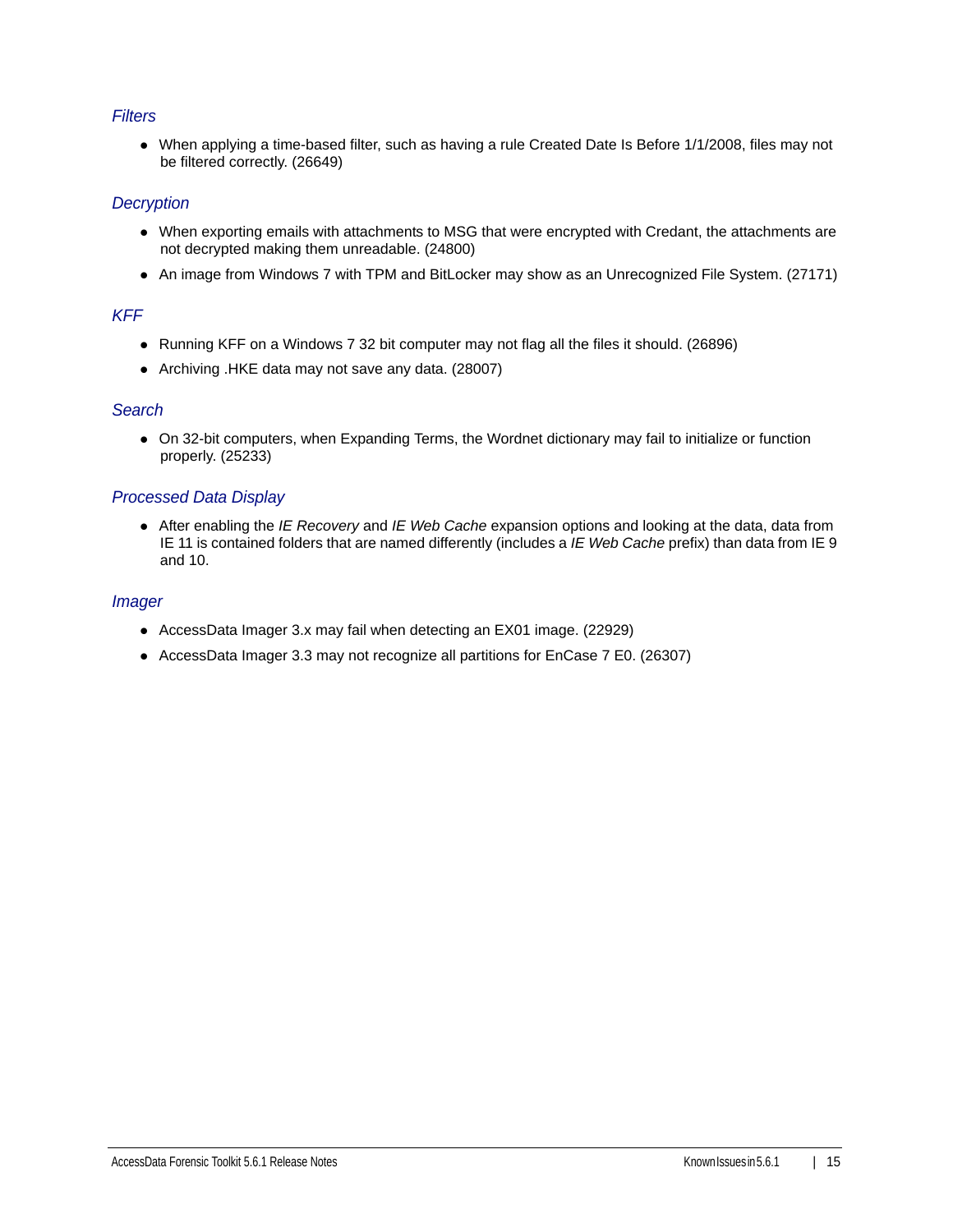### *Filters*

- When applying a time-based filter, such as having a rule Created Date Is Before 1/1/2008, files may not be filtered correctly. (26649)

### *Decryption*

- When exporting emails with attachments to MSG that were encrypted with Credant, the attachments are not decrypted making them unreadable. (24800)
- An image from Windows 7 with TPM and BitLocker may show as an Unrecognized File System. (27171)

### *KFF*

- Running KFF on a Windows 7 32 bit computer may not flag all the files it should. (26896)
- Archiving .HKE data may not save any data. (28007)

### *Search*

- On 32-bit computers, when Expanding Terms, the Wordnet dictionary may fail to initialize or function properly. (25233)

### *Processed Data Display*

- After enabling the *IE Recovery* and *IE Web Cache* expansion options and looking at the data, data from IE 11 is contained folders that are named differently (includes a *IE Web Cache* prefix) than data from IE 9 and 10.

### *Imager*

- AccessData Imager 3.x may fail when detecting an EX01 image. (22929)
- AccessData Imager 3.3 may not recognize all partitions for EnCase 7 E0. (26307)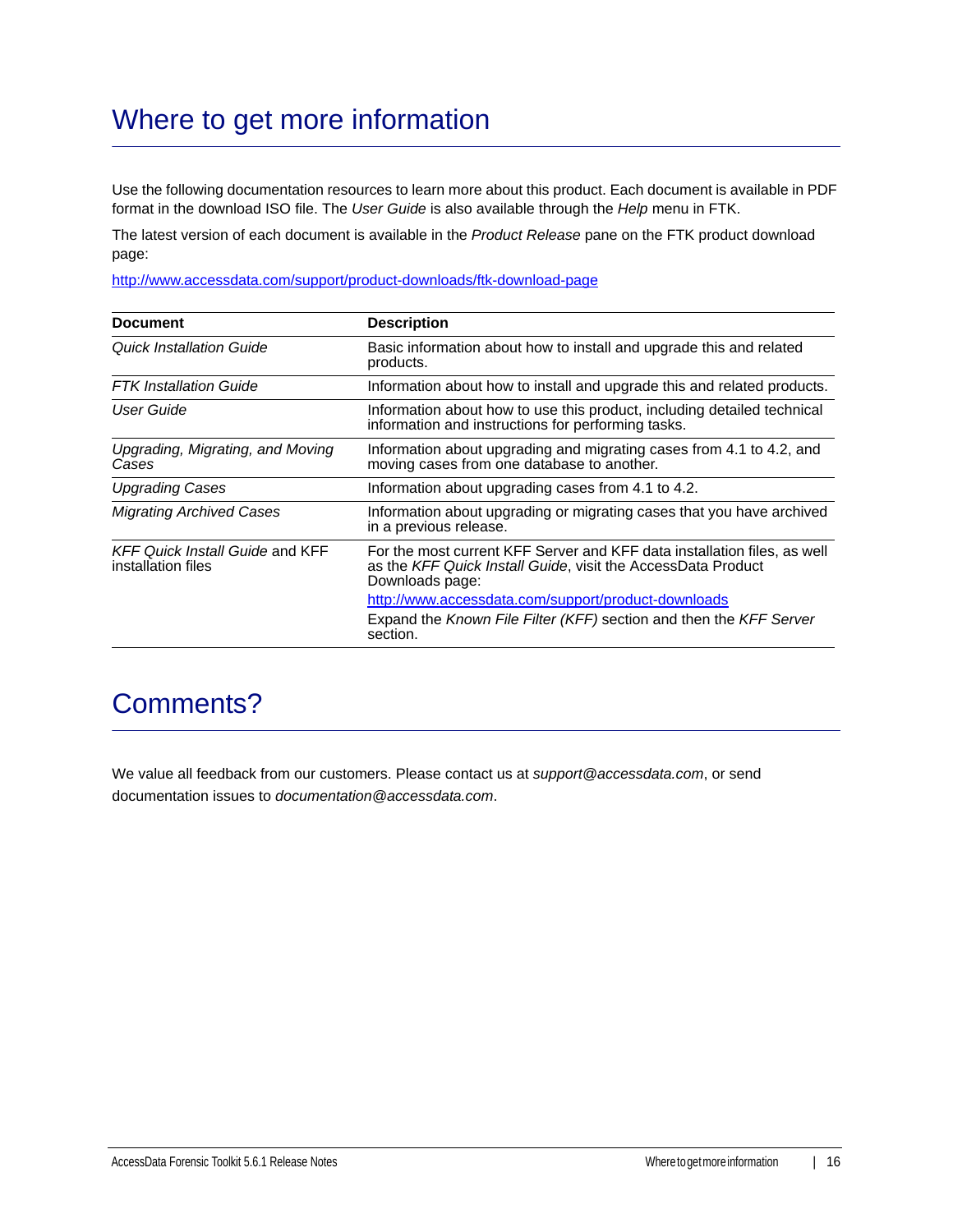# Where to get more information

Use the following documentation resources to learn more about this product. Each document is available in PDF format in the download ISO file. The *User Guide* is also available through the *Help* menu in FTK.

The latest version of each document is available in the *Product Release* pane on the FTK product download page:

http://www.accessdata.com/support/product-downloads/ftk-download-page

| Document | Description |
| --- | --- |
| *Quick Installation Guide* | Basic information about how to install and upgrade this and related products. |
| *FTK Installation Guide* | Information about how to install and upgrade this and related products. |
| *User Guide* | Information about how to use this product, including detailed technical information and instructions for performing tasks. |
| *Upgrading, Migrating, and Moving Cases* | Information about upgrading and migrating cases from 4.1 to 4.2, and moving cases from one database to another. |
| *Upgrading Cases* | Information about upgrading cases from 4.1 to 4.2. |
| *Migrating Archived Cases* | Information about upgrading or migrating cases that you have archived in a previous release. |
| *KFF Quick Install Guide* and KFF installation files | For the most current KFF Server and KFF data installation files, as well as the *KFF Quick Install Guide*, visit the AccessData Product Downloads page: http://www.accessdata.com/support/product-downloads Expand the *Known File Filter (KFF)* section and then the *KFF Server* section. |

# Comments?

We value all feedback from our customers. Please contact us at *support@accessdata.com*, or send documentation issues to *documentation@accessdata.com*.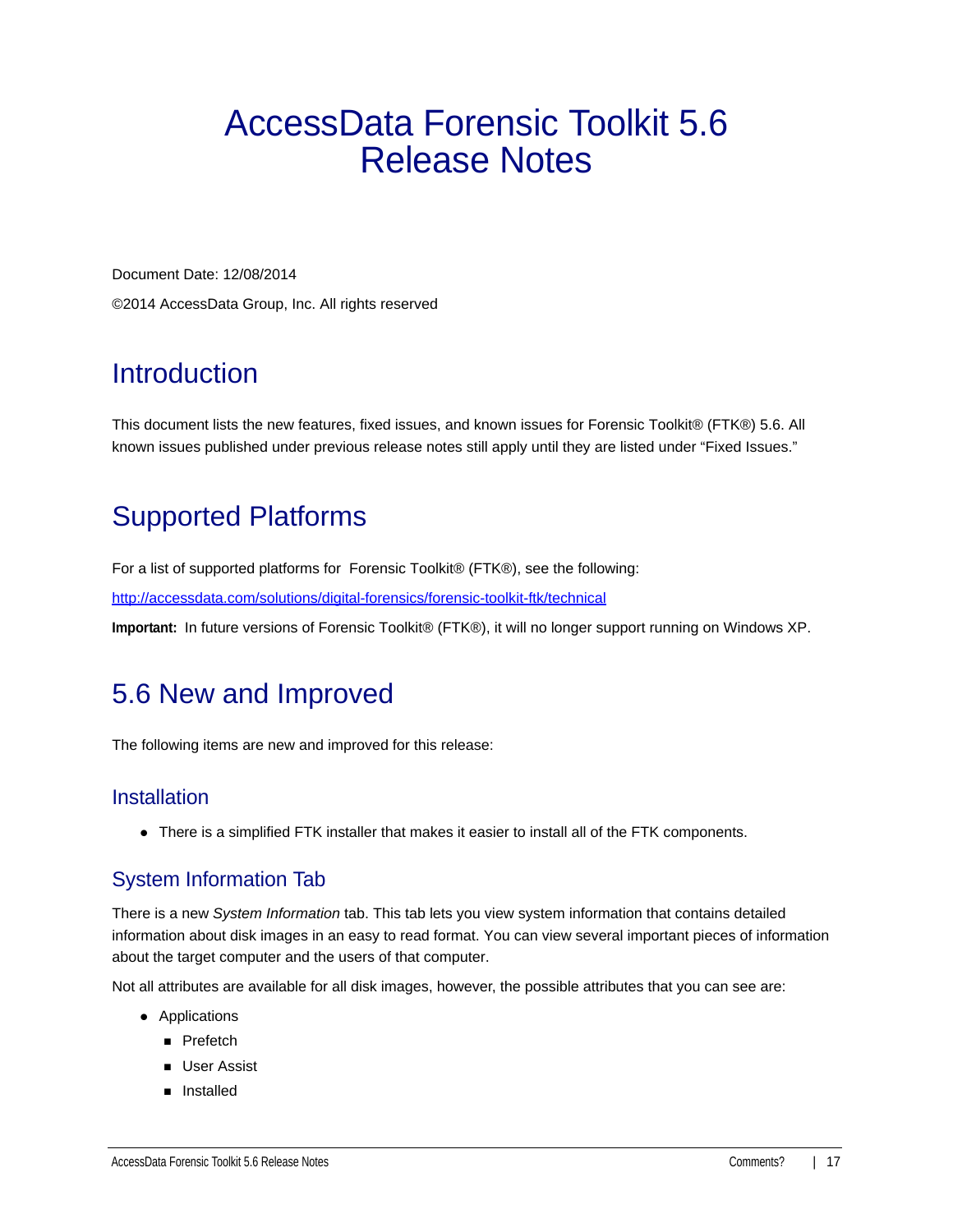# AccessData Forensic Toolkit 5.6 Release Notes

Document Date: 12/08/2014

©2014 AccessData Group, Inc. All rights reserved

## Introduction

This document lists the new features, fixed issues, and known issues for Forensic Toolkit® (FTK®) 5.6. All known issues published under previous release notes still apply until they are listed under "Fixed Issues."

## Supported Platforms

For a list of supported platforms for Forensic Toolkit® (FTK®), see the following:

http://accessdata.com/solutions/digital-forensics/forensic-toolkit-ftk/technical

**Important:** In future versions of Forensic Toolkit® (FTK®), it will no longer support running on Windows XP.

## 5.6 New and Improved

The following items are new and improved for this release:

### Installation

- There is a simplified FTK installer that makes it easier to install all of the FTK components.

### System Information Tab

There is a new *System Information* tab. This tab lets you view system information that contains detailed information about disk images in an easy to read format. You can view several important pieces of information about the target computer and the users of that computer.

Not all attributes are available for all disk images, however, the possible attributes that you can see are:

- Applications
  - Prefetch
  - User Assist
  - Installed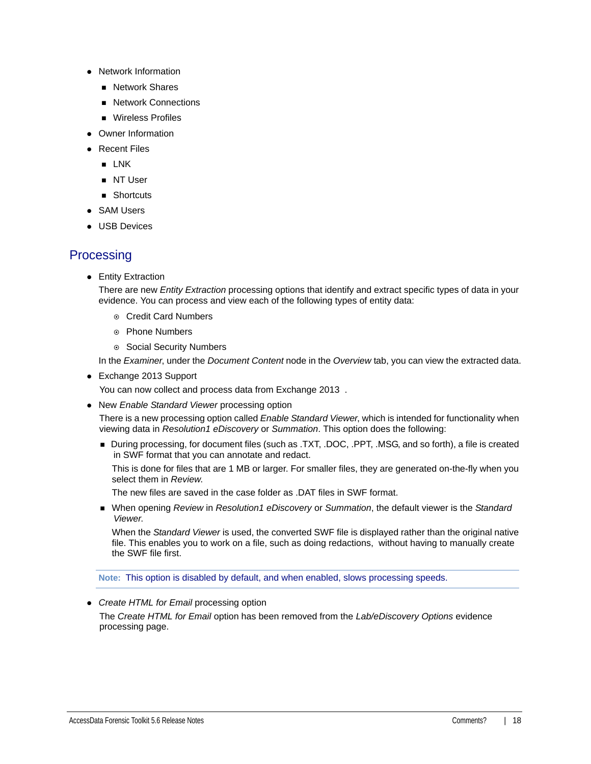- Network Information
  - Network Shares
  - Network Connections
  - Wireless Profiles
- Owner Information
- Recent Files
  - LNK
  - NT User
  - Shortcuts
- SAM Users
- USB Devices

## Processing

- Entity Extraction

  There are new *Entity Extraction* processing options that identify and extract specific types of data in your evidence. You can process and view each of the following types of entity data:

  - Credit Card Numbers
  - Phone Numbers
  - Social Security Numbers

  In the *Examiner*, under the *Document Content* node in the *Overview* tab, you can view the extracted data.

- Exchange 2013 Support

  You can now collect and process data from Exchange 2013 .

- New *Enable Standard Viewer* processing option

  There is a new processing option called *Enable Standard Viewer*, which is intended for functionality when viewing data in *Resolution1 eDiscovery* or *Summation*. This option does the following:

  - During processing, for document files (such as .TXT, .DOC, .PPT, .MSG, and so forth), a file is created in SWF format that you can annotate and redact.

    This is done for files that are 1 MB or larger. For smaller files, they are generated on-the-fly when you select them in *Review*.

    The new files are saved in the case folder as .DAT files in SWF format.

  - When opening *Review* in *Resolution1 eDiscovery* or *Summation*, the default viewer is the *Standard Viewer*.

    When the *Standard Viewer* is used, the converted SWF file is displayed rather than the original native file. This enables you to work on a file, such as doing redactions, without having to manually create the SWF file first.

**Note:** This option is disabled by default, and when enabled, slows processing speeds.

- *Create HTML for Email* processing option

  The *Create HTML for Email* option has been removed from the *Lab/eDiscovery Options* evidence processing page.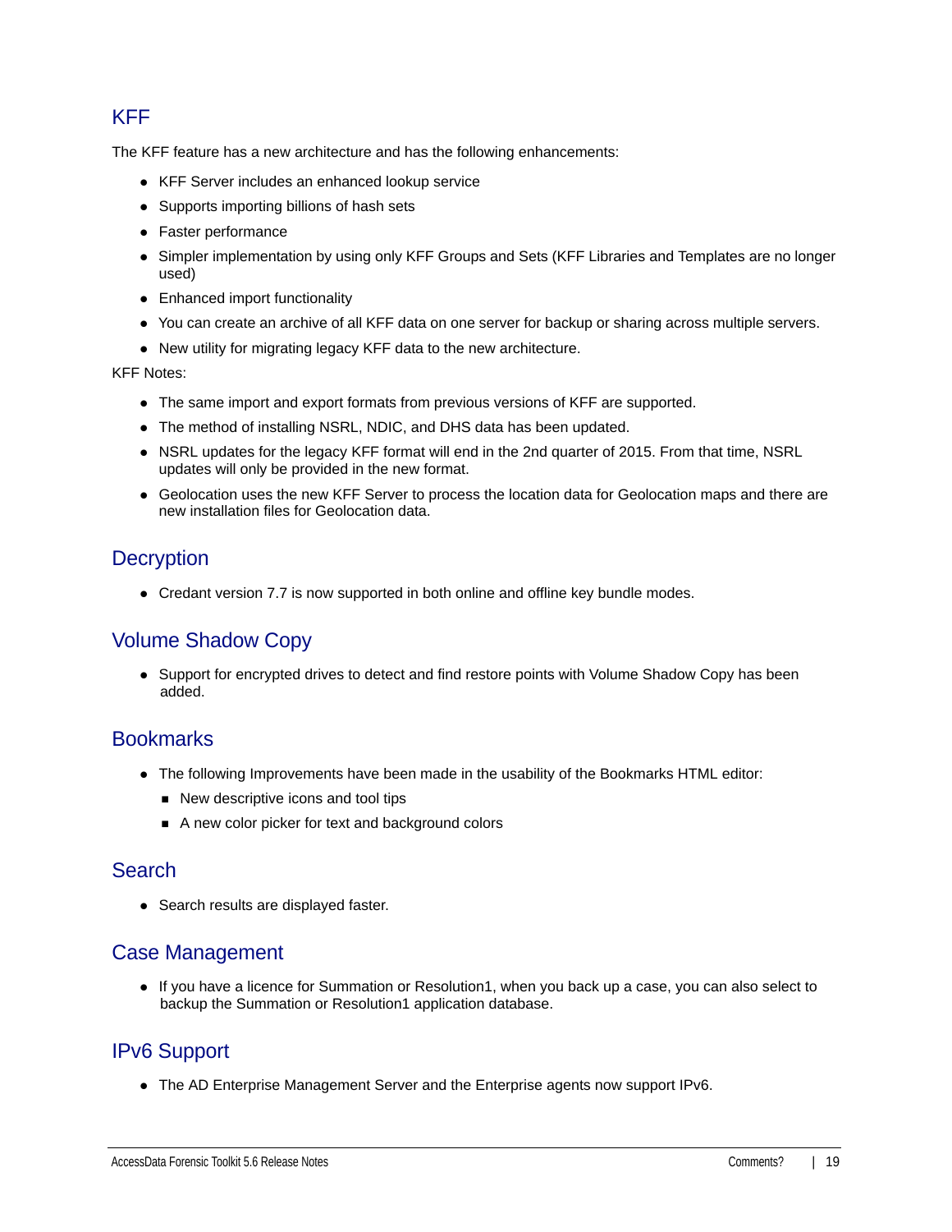## KFF

The KFF feature has a new architecture and has the following enhancements:

- KFF Server includes an enhanced lookup service
- Supports importing billions of hash sets
- Faster performance
- Simpler implementation by using only KFF Groups and Sets (KFF Libraries and Templates are no longer used)
- Enhanced import functionality
- You can create an archive of all KFF data on one server for backup or sharing across multiple servers.
- New utility for migrating legacy KFF data to the new architecture.

KFF Notes:

- The same import and export formats from previous versions of KFF are supported.
- The method of installing NSRL, NDIC, and DHS data has been updated.
- NSRL updates for the legacy KFF format will end in the 2nd quarter of 2015. From that time, NSRL updates will only be provided in the new format.
- Geolocation uses the new KFF Server to process the location data for Geolocation maps and there are new installation files for Geolocation data.

## Decryption

- Credant version 7.7 is now supported in both online and offline key bundle modes.

## Volume Shadow Copy

- Support for encrypted drives to detect and find restore points with Volume Shadow Copy has been added.

## Bookmarks

- The following Improvements have been made in the usability of the Bookmarks HTML editor:
  - New descriptive icons and tool tips
  - A new color picker for text and background colors

## Search

- Search results are displayed faster.

## Case Management

- If you have a licence for Summation or Resolution1, when you back up a case, you can also select to backup the Summation or Resolution1 application database.

## IPv6 Support

- The AD Enterprise Management Server and the Enterprise agents now support IPv6.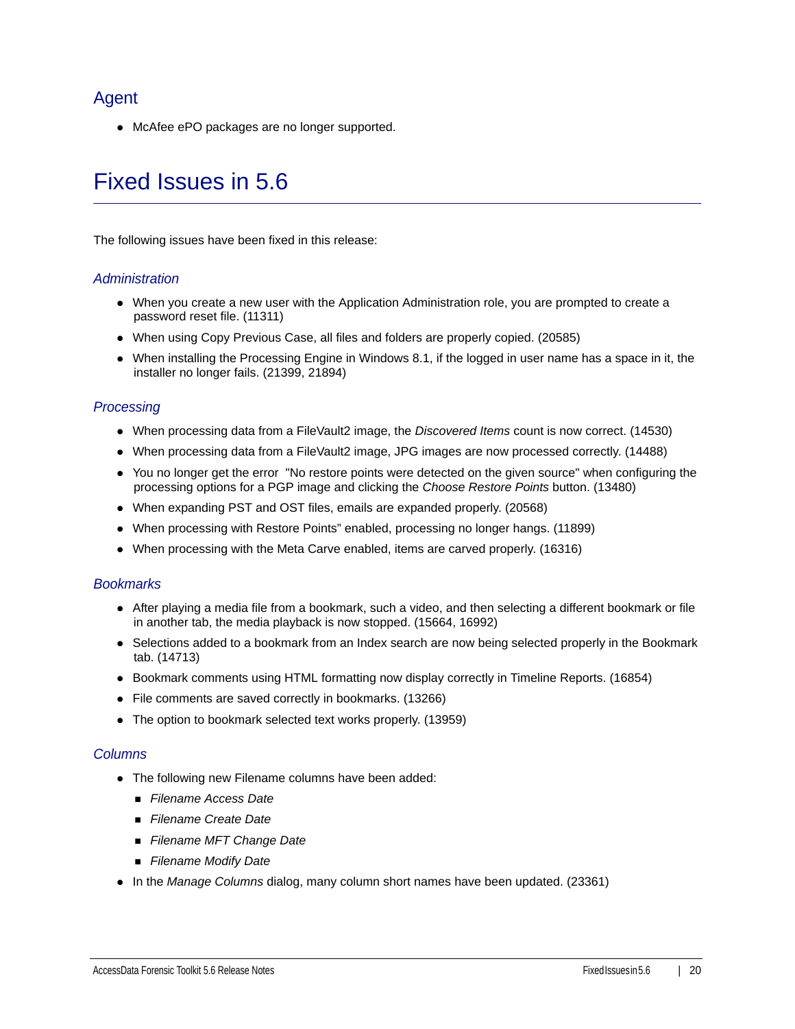## Agent

- McAfee ePO packages are no longer supported.

# Fixed Issues in 5.6

The following issues have been fixed in this release:

### *Administration*

- When you create a new user with the Application Administration role, you are prompted to create a password reset file. (11311)
- When using Copy Previous Case, all files and folders are properly copied. (20585)
- When installing the Processing Engine in Windows 8.1, if the logged in user name has a space in it, the installer no longer fails. (21399, 21894)

### *Processing*

- When processing data from a FileVault2 image, the *Discovered Items* count is now correct. (14530)
- When processing data from a FileVault2 image, JPG images are now processed correctly. (14488)
- You no longer get the error "No restore points were detected on the given source" when configuring the processing options for a PGP image and clicking the *Choose Restore Points* button. (13480)
- When expanding PST and OST files, emails are expanded properly. (20568)
- When processing with Restore Points" enabled, processing no longer hangs. (11899)
- When processing with the Meta Carve enabled, items are carved properly. (16316)

### *Bookmarks*

- After playing a media file from a bookmark, such a video, and then selecting a different bookmark or file in another tab, the media playback is now stopped. (15664, 16992)
- Selections added to a bookmark from an Index search are now being selected properly in the Bookmark tab. (14713)
- Bookmark comments using HTML formatting now display correctly in Timeline Reports. (16854)
- File comments are saved correctly in bookmarks. (13266)
- The option to bookmark selected text works properly. (13959)

### *Columns*

- The following new Filename columns have been added:
  - *Filename Access Date*
  - *Filename Create Date*
  - *Filename MFT Change Date*
  - *Filename Modify Date*
- In the *Manage Columns* dialog, many column short names have been updated. (23361)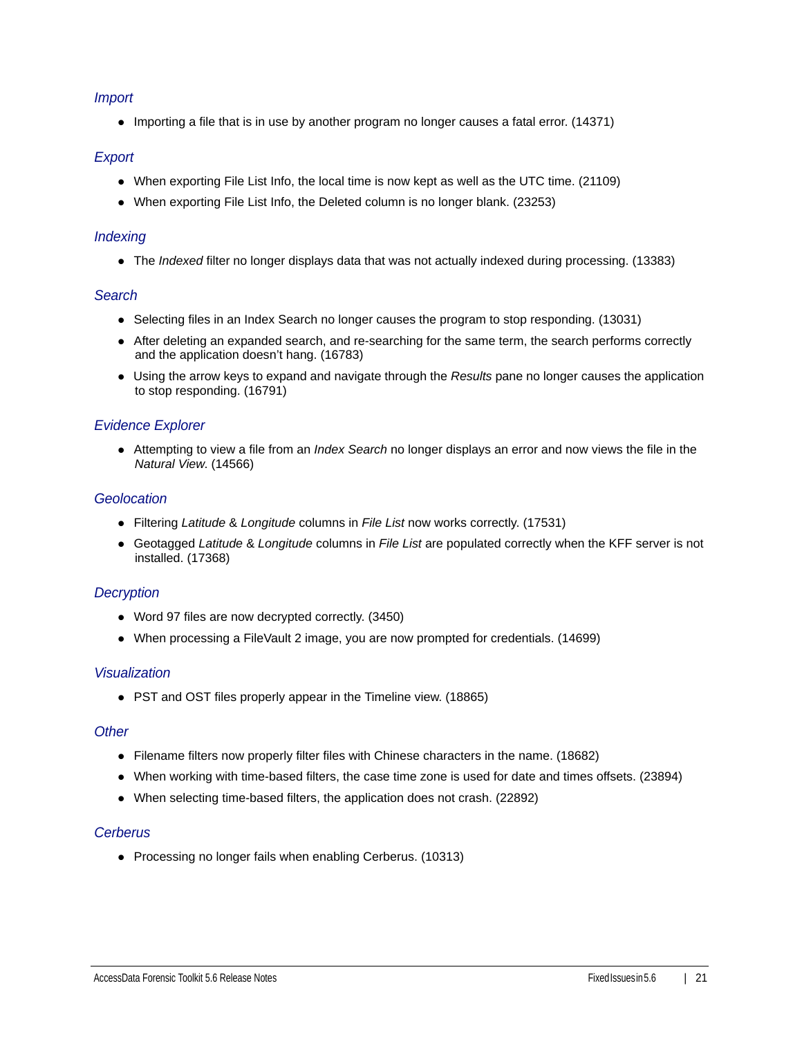### *Import*

- Importing a file that is in use by another program no longer causes a fatal error. (14371)

### *Export*

- When exporting File List Info, the local time is now kept as well as the UTC time. (21109)
- When exporting File List Info, the Deleted column is no longer blank. (23253)

### *Indexing*

- The *Indexed* filter no longer displays data that was not actually indexed during processing. (13383)

### *Search*

- Selecting files in an Index Search no longer causes the program to stop responding. (13031)
- After deleting an expanded search, and re-searching for the same term, the search performs correctly and the application doesn't hang. (16783)
- Using the arrow keys to expand and navigate through the *Results* pane no longer causes the application to stop responding. (16791)

### *Evidence Explorer*

- Attempting to view a file from an *Index Search* no longer displays an error and now views the file in the *Natural View*. (14566)

### *Geolocation*

- Filtering *Latitude* & *Longitude* columns in *File List* now works correctly. (17531)
- Geotagged *Latitude* & *Longitude* columns in *File List* are populated correctly when the KFF server is not installed. (17368)

### *Decryption*

- Word 97 files are now decrypted correctly. (3450)
- When processing a FileVault 2 image, you are now prompted for credentials. (14699)

### *Visualization*

- PST and OST files properly appear in the Timeline view. (18865)

### *Other*

- Filename filters now properly filter files with Chinese characters in the name. (18682)
- When working with time-based filters, the case time zone is used for date and times offsets. (23894)
- When selecting time-based filters, the application does not crash. (22892)

### *Cerberus*

- Processing no longer fails when enabling Cerberus. (10313)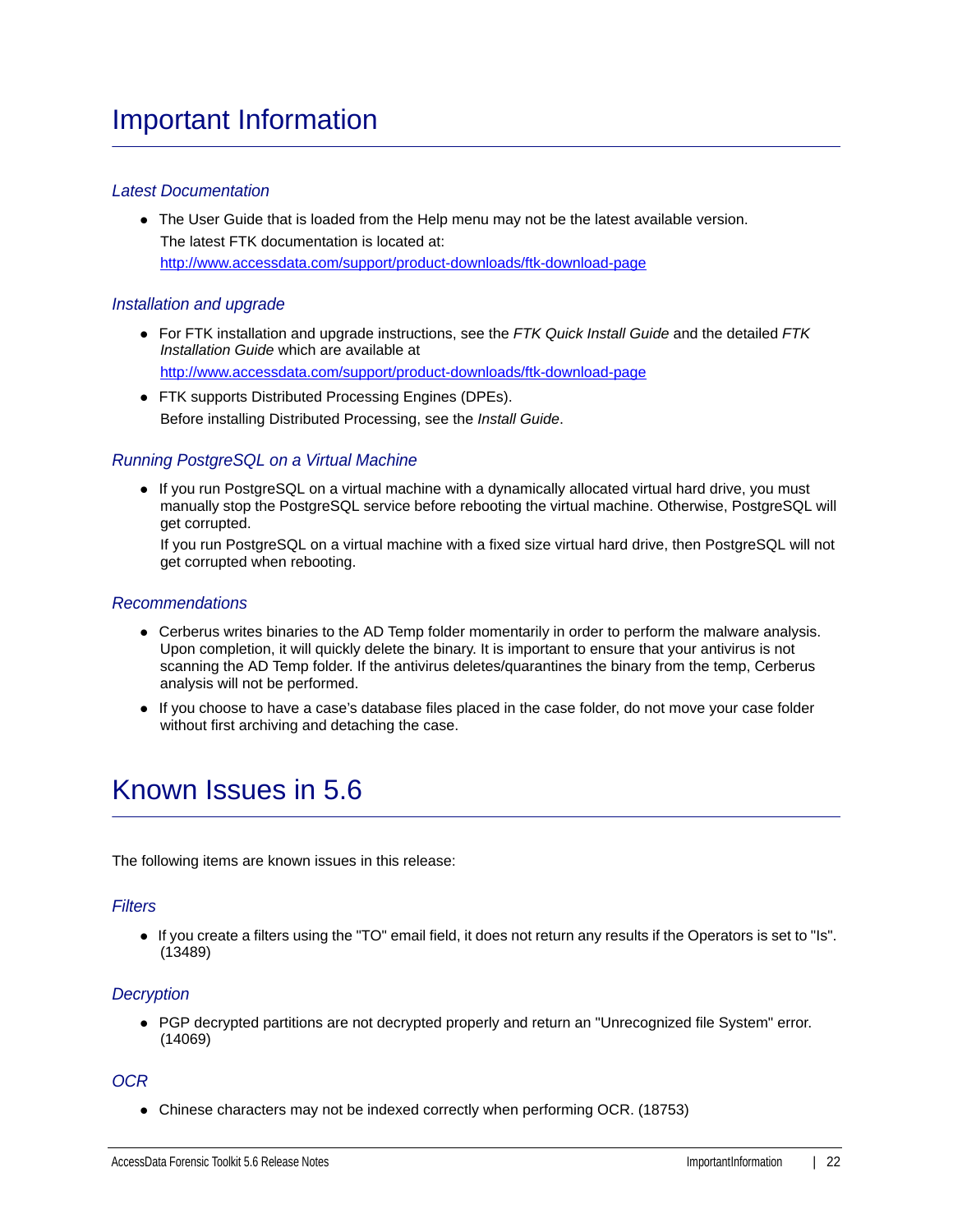# Important Information

### *Latest Documentation*

- The User Guide that is loaded from the Help menu may not be the latest available version.
  
  The latest FTK documentation is located at:
  
  http://www.accessdata.com/support/product-downloads/ftk-download-page

### *Installation and upgrade*

- For FTK installation and upgrade instructions, see the *FTK Quick Install Guide* and the detailed *FTK Installation Guide* which are available at
  
  http://www.accessdata.com/support/product-downloads/ftk-download-page
- FTK supports Distributed Processing Engines (DPEs).
  
  Before installing Distributed Processing, see the *Install Guide*.

### *Running PostgreSQL on a Virtual Machine*

- If you run PostgreSQL on a virtual machine with a dynamically allocated virtual hard drive, you must manually stop the PostgreSQL service before rebooting the virtual machine. Otherwise, PostgreSQL will get corrupted.
  
  If you run PostgreSQL on a virtual machine with a fixed size virtual hard drive, then PostgreSQL will not get corrupted when rebooting.

### *Recommendations*

- Cerberus writes binaries to the AD Temp folder momentarily in order to perform the malware analysis. Upon completion, it will quickly delete the binary. It is important to ensure that your antivirus is not scanning the AD Temp folder. If the antivirus deletes/quarantines the binary from the temp, Cerberus analysis will not be performed.
- If you choose to have a case's database files placed in the case folder, do not move your case folder without first archiving and detaching the case.

# Known Issues in 5.6

The following items are known issues in this release:

### *Filters*

- If you create a filters using the "TO" email field, it does not return any results if the Operators is set to "Is". (13489)

### *Decryption*

- PGP decrypted partitions are not decrypted properly and return an "Unrecognized file System" error. (14069)

### *OCR*

- Chinese characters may not be indexed correctly when performing OCR. (18753)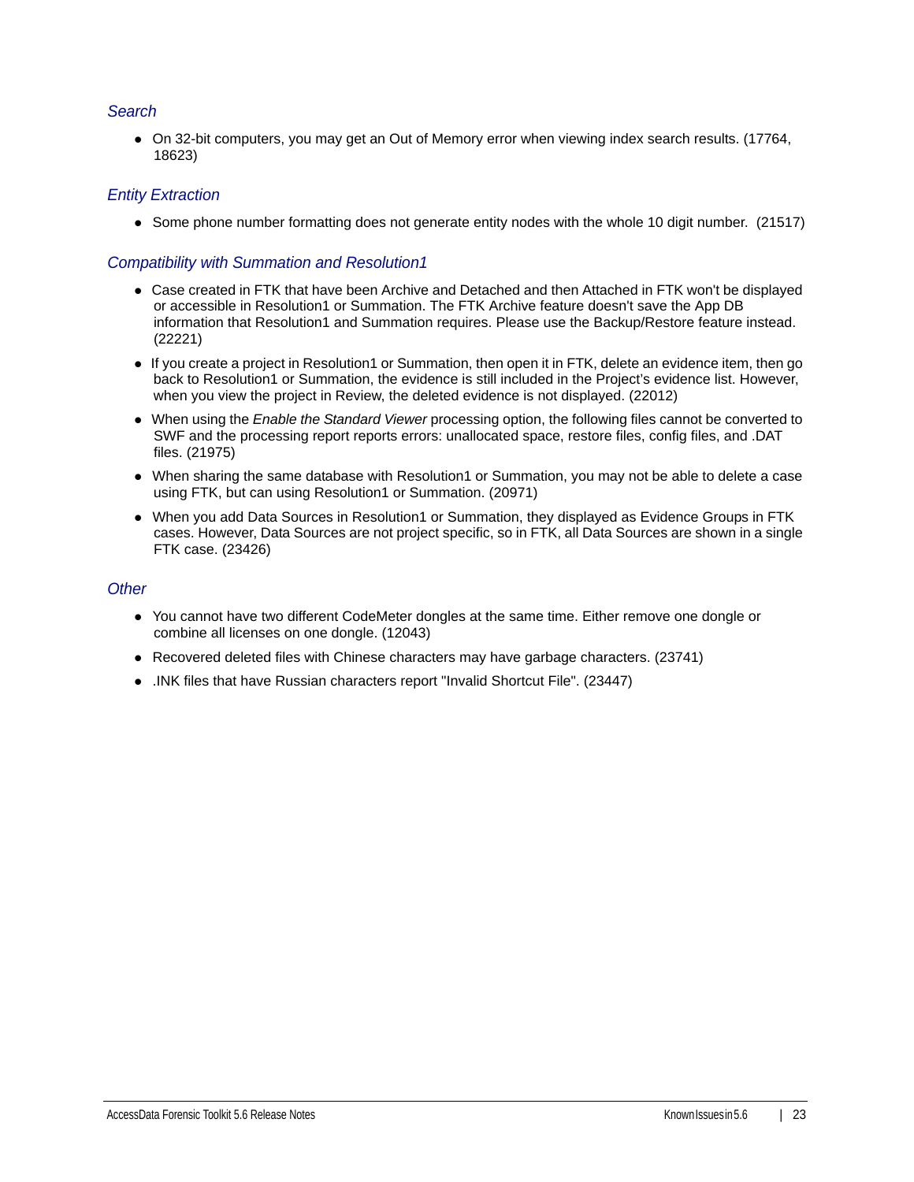### *Search*

- On 32-bit computers, you may get an Out of Memory error when viewing index search results. (17764, 18623)

### *Entity Extraction*

- Some phone number formatting does not generate entity nodes with the whole 10 digit number. (21517)

### *Compatibility with Summation and Resolution1*

- Case created in FTK that have been Archive and Detached and then Attached in FTK won't be displayed or accessible in Resolution1 or Summation. The FTK Archive feature doesn't save the App DB information that Resolution1 and Summation requires. Please use the Backup/Restore feature instead. (22221)
- If you create a project in Resolution1 or Summation, then open it in FTK, delete an evidence item, then go back to Resolution1 or Summation, the evidence is still included in the Project's evidence list. However, when you view the project in Review, the deleted evidence is not displayed. (22012)
- When using the *Enable the Standard Viewer* processing option, the following files cannot be converted to SWF and the processing report reports errors: unallocated space, restore files, config files, and .DAT files. (21975)
- When sharing the same database with Resolution1 or Summation, you may not be able to delete a case using FTK, but can using Resolution1 or Summation. (20971)
- When you add Data Sources in Resolution1 or Summation, they displayed as Evidence Groups in FTK cases. However, Data Sources are not project specific, so in FTK, all Data Sources are shown in a single FTK case. (23426)

### *Other*

- You cannot have two different CodeMeter dongles at the same time. Either remove one dongle or combine all licenses on one dongle. (12043)
- Recovered deleted files with Chinese characters may have garbage characters. (23741)
- .INK files that have Russian characters report "Invalid Shortcut File". (23447)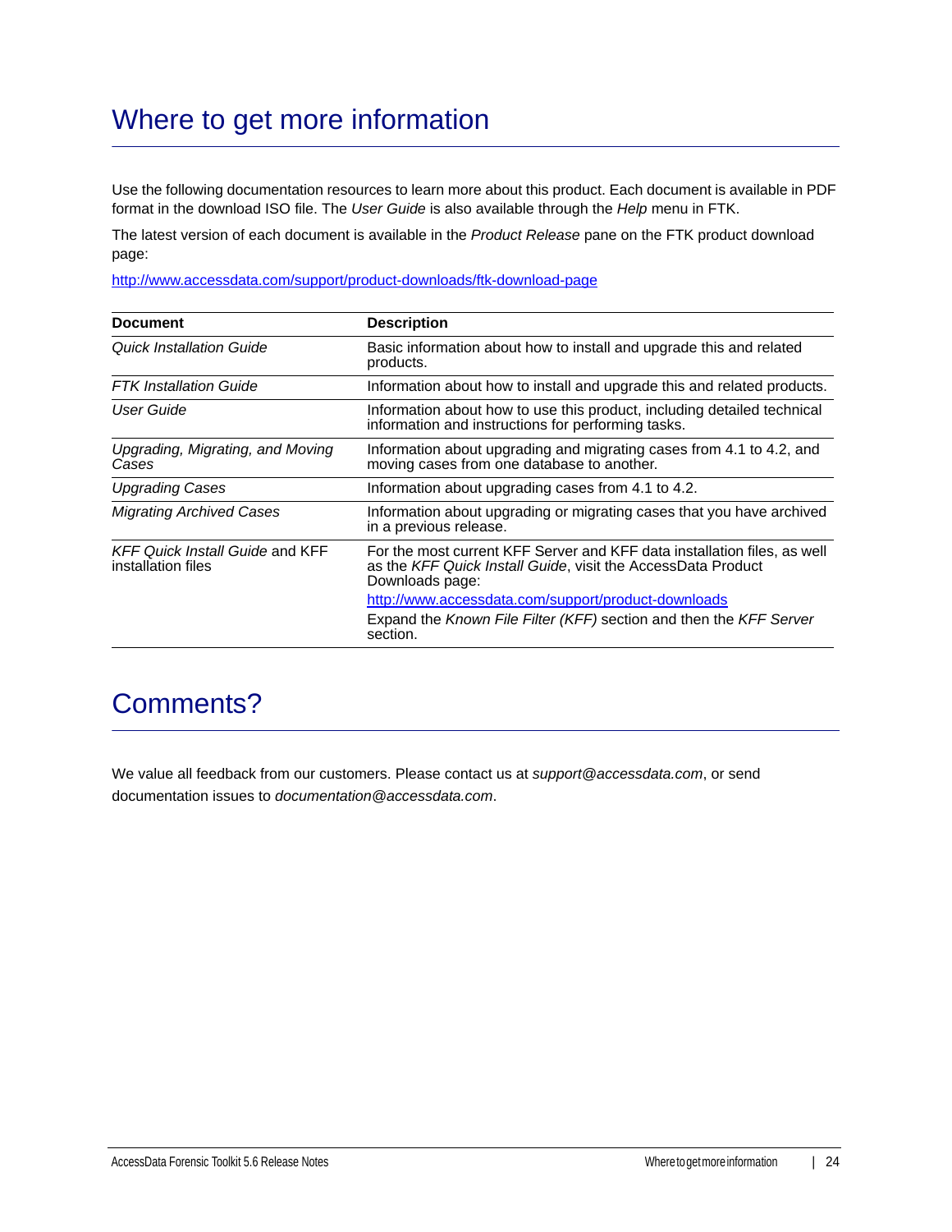# Where to get more information

Use the following documentation resources to learn more about this product. Each document is available in PDF format in the download ISO file. The *User Guide* is also available through the *Help* menu in FTK.

The latest version of each document is available in the *Product Release* pane on the FTK product download page:

http://www.accessdata.com/support/product-downloads/ftk-download-page

| Document | Description |
|---|---|
| *Quick Installation Guide* | Basic information about how to install and upgrade this and related products. |
| *FTK Installation Guide* | Information about how to install and upgrade this and related products. |
| *User Guide* | Information about how to use this product, including detailed technical information and instructions for performing tasks. |
| *Upgrading, Migrating, and Moving Cases* | Information about upgrading and migrating cases from 4.1 to 4.2, and moving cases from one database to another. |
| *Upgrading Cases* | Information about upgrading cases from 4.1 to 4.2. |
| *Migrating Archived Cases* | Information about upgrading or migrating cases that you have archived in a previous release. |
| *KFF Quick Install Guide* and KFF installation files | For the most current KFF Server and KFF data installation files, as well as the *KFF Quick Install Guide*, visit the AccessData Product Downloads page: http://www.accessdata.com/support/product-downloads Expand the *Known File Filter (KFF)* section and then the *KFF Server* section. |

# Comments?

We value all feedback from our customers. Please contact us at *support@accessdata.com*, or send documentation issues to *documentation@accessdata.com*.